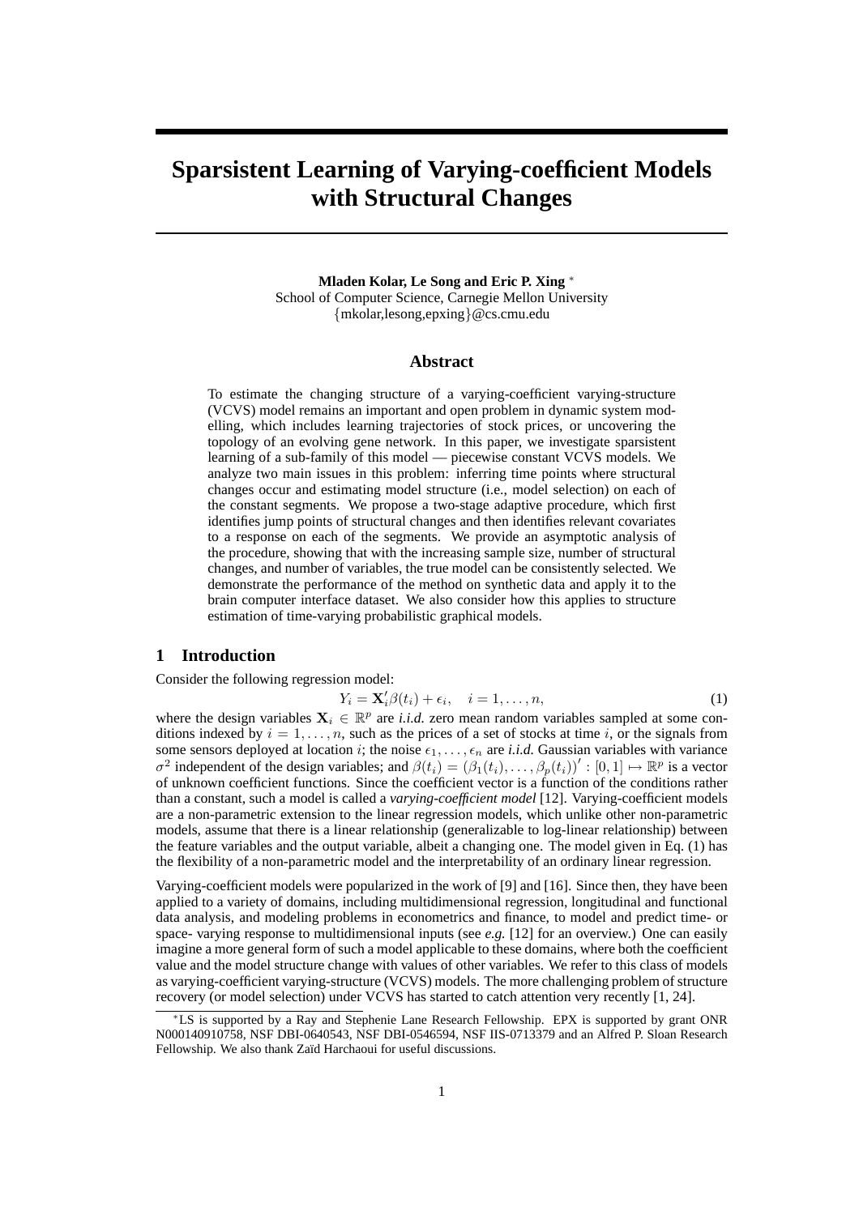# Sparsistent Learning of Varying-coefficient Models with Structural Changes

**Mladen Kolar, Le Song and Eric P. Xing** [*]
School of Computer Science, Carnegie Mellon University
{mkolar,lesong,epxing}@cs.cmu.edu

## Abstract

To estimate the changing structure of a varying-coefficient varying-structure (VCVS) model remains an important and open problem in dynamic system modelling, which includes learning trajectories of stock prices, or uncovering the topology of an evolving gene network. In this paper, we investigate sparsistent learning of a sub-family of this model — piecewise constant VCVS models. We analyze two main issues in this problem: inferring time points where structural changes occur and estimating model structure (i.e., model selection) on each of the constant segments. We propose a two-stage adaptive procedure, which first identifies jump points of structural changes and then identifies relevant covariates to a response on each of the segments. We provide an asymptotic analysis of the procedure, showing that with the increasing sample size, number of structural changes, and number of variables, the true model can be consistently selected. We demonstrate the performance of the method on synthetic data and apply it to the brain computer interface dataset. We also consider how this applies to structure estimation of time-varying probabilistic graphical models.

## 1 Introduction

Consider the following regression model:

$$Y_i = \mathbf{X}_i'\beta(t_i) + \epsilon_i, \quad i = 1, \dots, n, \tag{1}$$

where the design variables $\mathbf{X}_i \in \mathbb{R}^p$ are *i.i.d.* zero mean random variables sampled at some conditions indexed by $i = 1, \dots, n$, such as the prices of a set of stocks at time $i$, or the signals from some sensors deployed at location $i$; the noise $\epsilon_1, \dots, \epsilon_n$ are *i.i.d.* Gaussian variables with variance $\sigma^2$ independent of the design variables; and $\beta(t_i) = (\beta_1(t_i), \dots, \beta_p(t_i))' : [0, 1] \mapsto \mathbb{R}^p$ is a vector of unknown coefficient functions. Since the coefficient vector is a function of the conditions rather than a constant, such a model is called a *varying-coefficient model* [12]. Varying-coefficient models are a non-parametric extension to the linear regression models, which unlike other non-parametric models, assume that there is a linear relationship (generalizable to log-linear relationship) between the feature variables and the output variable, albeit a changing one. The model given in Eq. (1) has the flexibility of a non-parametric model and the interpretability of an ordinary linear regression.

Varying-coefficient models were popularized in the work of [9] and [16]. Since then, they have been applied to a variety of domains, including multidimensional regression, longitudinal and functional data analysis, and modeling problems in econometrics and finance, to model and predict time- or space- varying response to multidimensional inputs (see *e.g.* [12] for an overview.) One can easily imagine a more general form of such a model applicable to these domains, where both the coefficient value and the model structure change with values of other variables. We refer to this class of models as varying-coefficient varying-structure (VCVS) models. The more challenging problem of structure recovery (or model selection) under VCVS has started to catch attention very recently [1, 24].

[*] LS is supported by a Ray and Stephenie Lane Research Fellowship. EPX is supported by grant ONR N000140910758, NSF DBI-0640543, NSF DBI-0546594, NSF IIS-0713379 and an Alfred P. Sloan Research Fellowship. We also thank Zaïd Harchaoui for useful discussions.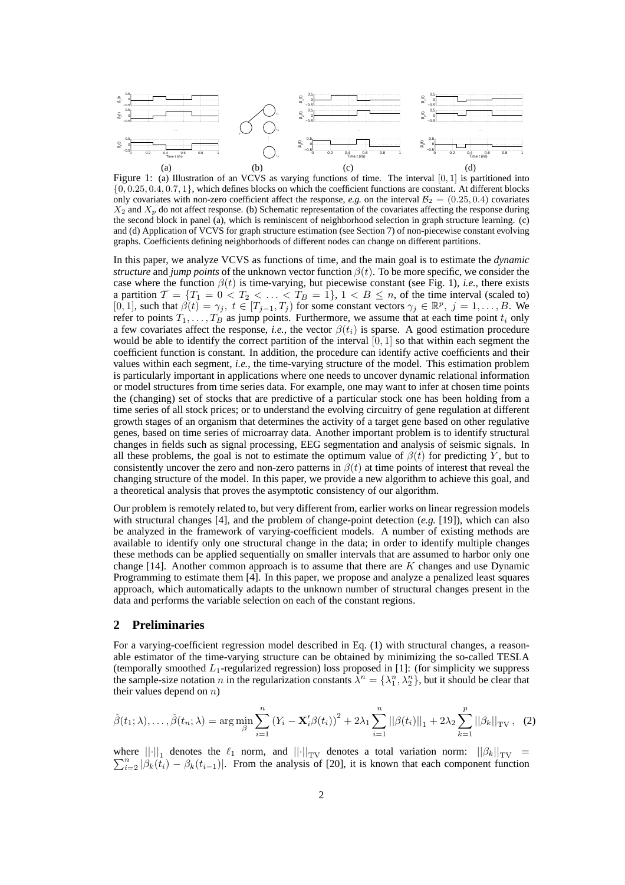(a) (b) (c) (d)

Figure 1: (a) Illustration of an VCVS as varying functions of time. The interval $[0, 1]$ is partitioned into $\{0, 0.25, 0.4, 0.7, 1\}$, which defines blocks on which the coefficient functions are constant. At different blocks only covariates with non-zero coefficient affect the response, *e.g.* on the interval $\mathcal{B}_2 = (0.25, 0.4)$ covariates $X_2$ and $X_p$ do not affect response. (b) Schematic representation of the covariates affecting the response during the second block in panel (a), which is reminiscent of neighborhood selection in graph structure learning. (c) and (d) Application of VCVS for graph structure estimation (see Section 7) of non-piecewise constant evolving graphs. Coefficients defining neighborhoods of different nodes can change on different partitions.

In this paper, we analyze VCVS as functions of time, and the main goal is to estimate the *dynamic structure* and *jump points* of the unknown vector function $\beta(t)$. To be more specific, we consider the case where the function $\beta(t)$ is time-varying, but piecewise constant (see Fig. 1), *i.e.*, there exists a partition $\mathcal{T} = \{T_1 = 0 < T_2 < \ldots < T_B = 1\}$, $1 < B \leq n$, of the time interval (scaled to) $[0, 1]$, such that $\beta(t) = \gamma_j,\ t \in [T_{j-1}, T_j)$ for some constant vectors $\gamma_j \in \mathbb{R}^p,\ j = 1, \ldots, B$. We refer to points $T_1, \ldots, T_B$ as jump points. Furthermore, we assume that at each time point $t_i$ only a few covariates affect the response, *i.e.*, the vector $\beta(t_i)$ is sparse. A good estimation procedure would be able to identify the correct partition of the interval $[0, 1]$ so that within each segment the coefficient function is constant. In addition, the procedure can identify active coefficients and their values within each segment, *i.e.*, the time-varying structure of the model. This estimation problem is particularly important in applications where one needs to uncover dynamic relational information or model structures from time series data. For example, one may want to infer at chosen time points the (changing) set of stocks that are predictive of a particular stock one has been holding from a time series of all stock prices; or to understand the evolving circuitry of gene regulation at different growth stages of an organism that determines the activity of a target gene based on other regulative genes, based on time series of microarray data. Another important problem is to identify structural changes in fields such as signal processing, EEG segmentation and analysis of seismic signals. In all these problems, the goal is not to estimate the optimum value of $\beta(t)$ for predicting $Y$, but to consistently uncover the zero and non-zero patterns in $\beta(t)$ at time points of interest that reveal the changing structure of the model. In this paper, we provide a new algorithm to achieve this goal, and a theoretical analysis that proves the asymptotic consistency of our algorithm.

Our problem is remotely related to, but very different from, earlier works on linear regression models with structural changes [4], and the problem of change-point detection (*e.g.* [19]), which can also be analyzed in the framework of varying-coefficient models. A number of existing methods are available to identify only one structural change in the data; in order to identify multiple changes these methods can be applied sequentially on smaller intervals that are assumed to harbor only one change [14]. Another common approach is to assume that there are $K$ changes and use Dynamic Programming to estimate them [4]. In this paper, we propose and analyze a penalized least squares approach, which automatically adapts to the unknown number of structural changes present in the data and performs the variable selection on each of the constant regions.

## 2 Preliminaries

For a varying-coefficient regression model described in Eq. (1) with structural changes, a reasonable estimator of the time-varying structure can be obtained by minimizing the so-called TESLA (temporally smoothed $L_1$-regularized regression) loss proposed in [1]: (for simplicity we suppress the sample-size notation $n$ in the regularization constants $\lambda^n = \{\lambda_1^n, \lambda_2^n\}$, but it should be clear that their values depend on $n$)

$$\hat{\beta}(t_1; \lambda), \ldots, \hat{\beta}(t_n; \lambda) = \arg\min_{\beta} \sum_{i=1}^{n} \left(Y_i - \mathbf{X}_i' \beta(t_i)\right)^2 + 2\lambda_1 \sum_{i=1}^{n} ||\beta(t_i)||_1 + 2\lambda_2 \sum_{k=1}^{p} ||\beta_k||_{\mathrm{TV}}, \quad (2)$$

where $||\cdot||_1$ denotes the $\ell_1$ norm, and $||\cdot||_{\mathrm{TV}}$ denotes a total variation norm: $||\beta_k||_{\mathrm{TV}} = \sum_{i=2}^{n} |\beta_k(t_i) - \beta_k(t_{i-1})|$. From the analysis of [20], it is known that each component function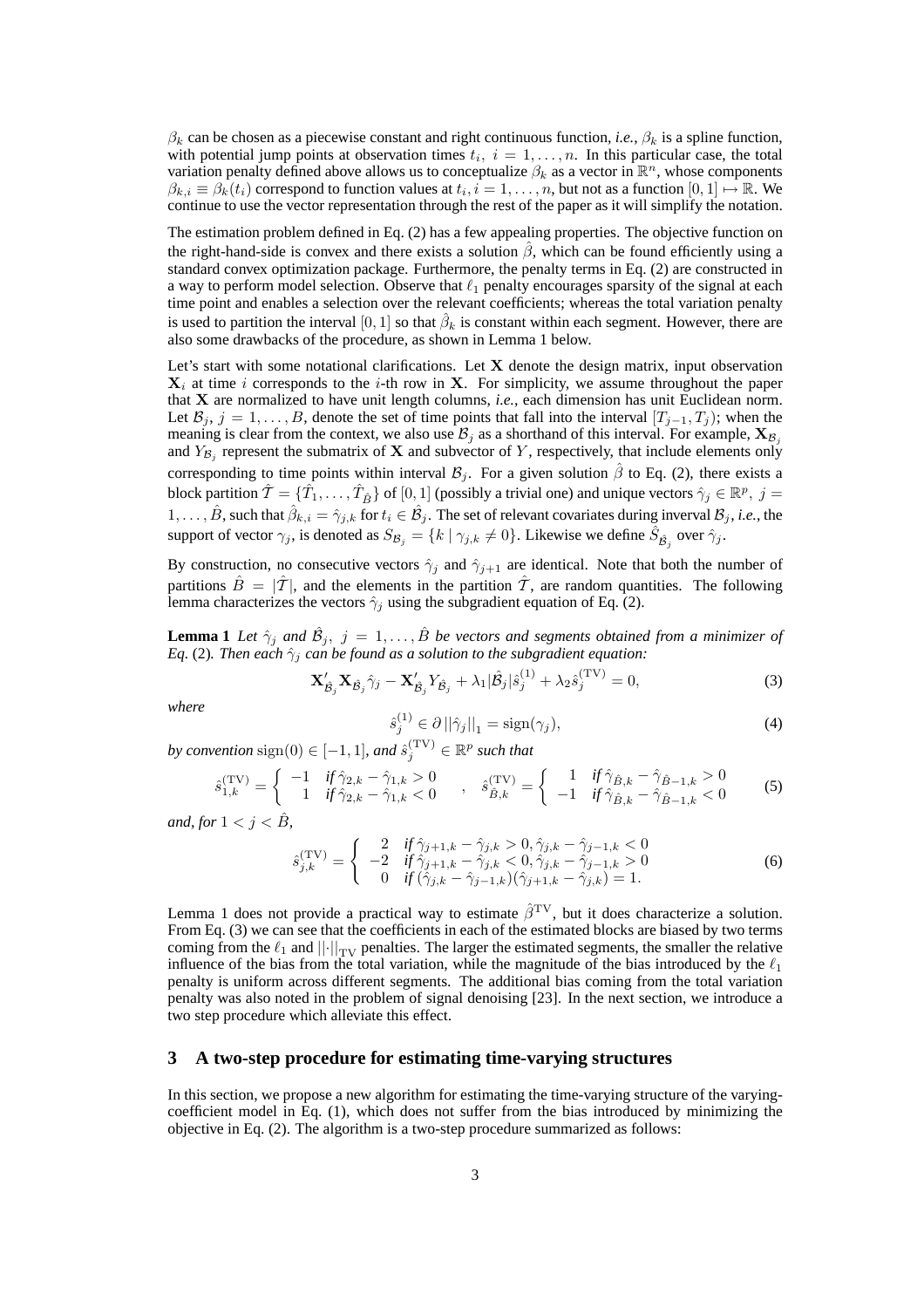$\beta_k$ can be chosen as a piecewise constant and right continuous function, *i.e.*, $\beta_k$ is a spline function, with potential jump points at observation times $t_i,\ i = 1, \ldots, n$. In this particular case, the total variation penalty defined above allows us to conceptualize $\beta_k$ as a vector in $\mathbb{R}^n$, whose components $\beta_{k,i} \equiv \beta_k(t_i)$ correspond to function values at $t_i, i = 1, \ldots, n$, but not as a function $[0, 1] \mapsto \mathbb{R}$. We continue to use the vector representation through the rest of the paper as it will simplify the notation.

The estimation problem defined in Eq. (2) has a few appealing properties. The objective function on the right-hand-side is convex and there exists a solution $\hat{\beta}$, which can be found efficiently using a standard convex optimization package. Furthermore, the penalty terms in Eq. (2) are constructed in a way to perform model selection. Observe that $\ell_1$ penalty encourages sparsity of the signal at each time point and enables a selection over the relevant coefficients; whereas the total variation penalty is used to partition the interval $[0, 1]$ so that $\hat{\beta}_k$ is constant within each segment. However, there are also some drawbacks of the procedure, as shown in Lemma 1 below.

Let's start with some notational clarifications. Let $\mathbf{X}$ denote the design matrix, input observation $\mathbf{X}_i$ at time $i$ corresponds to the $i$-th row in $\mathbf{X}$. For simplicity, we assume throughout the paper that $\mathbf{X}$ are normalized to have unit length columns, *i.e.*, each dimension has unit Euclidean norm. Let $\mathcal{B}_j,\ j = 1, \ldots, B$, denote the set of time points that fall into the interval $[T_{j-1}, T_j)$; when the meaning is clear from the context, we also use $\mathcal{B}_j$ as a shorthand of this interval. For example, $\mathbf{X}_{\mathcal{B}_j}$ and $Y_{\mathcal{B}_j}$ represent the submatrix of $\mathbf{X}$ and subvector of $Y$, respectively, that include elements only corresponding to time points within interval $\mathcal{B}_j$. For a given solution $\hat{\beta}$ to Eq. (2), there exists a block partition $\hat{\mathcal{T}} = \{\hat{T}_1, \ldots, \hat{T}_{\hat{B}}\}$ of $[0, 1]$ (possibly a trivial one) and unique vectors $\hat{\gamma}_j \in \mathbb{R}^p,\ j = 1, \ldots, \hat{B}$, such that $\hat{\beta}_{k,i} = \hat{\gamma}_{j,k}$ for $t_i \in \hat{\mathcal{B}}_j$. The set of relevant covariates during inverval $\mathcal{B}_j$, *i.e.*, the support of vector $\gamma_j$, is denoted as $S_{\mathcal{B}_j} = \{k \mid \gamma_{j,k} \neq 0\}$. Likewise we define $\hat{S}_{\hat{\mathcal{B}}_j}$ over $\hat{\gamma}_j$.

By construction, no consecutive vectors $\hat{\gamma}_j$ and $\hat{\gamma}_{j+1}$ are identical. Note that both the number of partitions $\hat{B} = |\hat{\mathcal{T}}|$, and the elements in the partition $\hat{\mathcal{T}}$, are random quantities. The following lemma characterizes the vectors $\hat{\gamma}_j$ using the subgradient equation of Eq. (2).

**Lemma 1** *Let $\hat{\gamma}_j$ and $\hat{\mathcal{B}}_j,\ j = 1, \ldots, \hat{B}$ be vectors and segments obtained from a minimizer of Eq.* (2)*. Then each $\hat{\gamma}_j$ can be found as a solution to the subgradient equation:*

$$\mathbf{X}'_{\hat{\mathcal{B}}_j}\mathbf{X}_{\hat{\mathcal{B}}_j}\hat{\gamma}_j - \mathbf{X}'_{\hat{\mathcal{B}}_j}Y_{\hat{\mathcal{B}}_j} + \lambda_1|\hat{\mathcal{B}}_j|\hat{s}_j^{(1)} + \lambda_2\hat{s}_j^{(\mathrm{TV})} = 0, \tag{3}$$

*where*

$$\hat{s}_j^{(1)} \in \partial\,||\hat{\gamma}_j||_1 = \mathrm{sign}(\gamma_j), \tag{4}$$

*by convention* $\mathrm{sign}(0) \in [-1, 1]$*, and* $\hat{s}_j^{(\mathrm{TV})} \in \mathbb{R}^p$ *such that*

$$\hat{s}_{1,k}^{(\mathrm{TV})} = \begin{cases} -1 & \text{if } \hat{\gamma}_{2,k} - \hat{\gamma}_{1,k} > 0 \\ 1 & \text{if } \hat{\gamma}_{2,k} - \hat{\gamma}_{1,k} < 0 \end{cases} \quad , \quad \hat{s}_{\hat{B},k}^{(\mathrm{TV})} = \begin{cases} 1 & \text{if } \hat{\gamma}_{\hat{B},k} - \hat{\gamma}_{\hat{B}-1,k} > 0 \\ -1 & \text{if } \hat{\gamma}_{\hat{B},k} - \hat{\gamma}_{\hat{B}-1,k} < 0 \end{cases} \tag{5}$$

*and, for* $1 < j < \hat{B}$*,*

$$\hat{s}_{j,k}^{(\mathrm{TV})} = \begin{cases} 2 & \text{if } \hat{\gamma}_{j+1,k} - \hat{\gamma}_{j,k} > 0, \hat{\gamma}_{j,k} - \hat{\gamma}_{j-1,k} < 0 \\ -2 & \text{if } \hat{\gamma}_{j+1,k} - \hat{\gamma}_{j,k} < 0, \hat{\gamma}_{j,k} - \hat{\gamma}_{j-1,k} > 0 \\ 0 & \text{if } (\hat{\gamma}_{j,k} - \hat{\gamma}_{j-1,k})(\hat{\gamma}_{j+1,k} - \hat{\gamma}_{j,k}) = 1. \end{cases} \tag{6}$$

Lemma 1 does not provide a practical way to estimate $\hat{\beta}^{\mathrm{TV}}$, but it does characterize a solution. From Eq. (3) we can see that the coefficients in each of the estimated blocks are biased by two terms coming from the $\ell_1$ and $||\cdot||_{\mathrm{TV}}$ penalties. The larger the estimated segments, the smaller the relative influence of the bias from the total variation, while the magnitude of the bias introduced by the $\ell_1$ penalty is uniform across different segments. The additional bias coming from the total variation penalty was also noted in the problem of signal denoising [23]. In the next section, we introduce a two step procedure which alleviate this effect.

## 3 A two-step procedure for estimating time-varying structures

In this section, we propose a new algorithm for estimating the time-varying structure of the varying-coefficient model in Eq. (1), which does not suffer from the bias introduced by minimizing the objective in Eq. (2). The algorithm is a two-step procedure summarized as follows: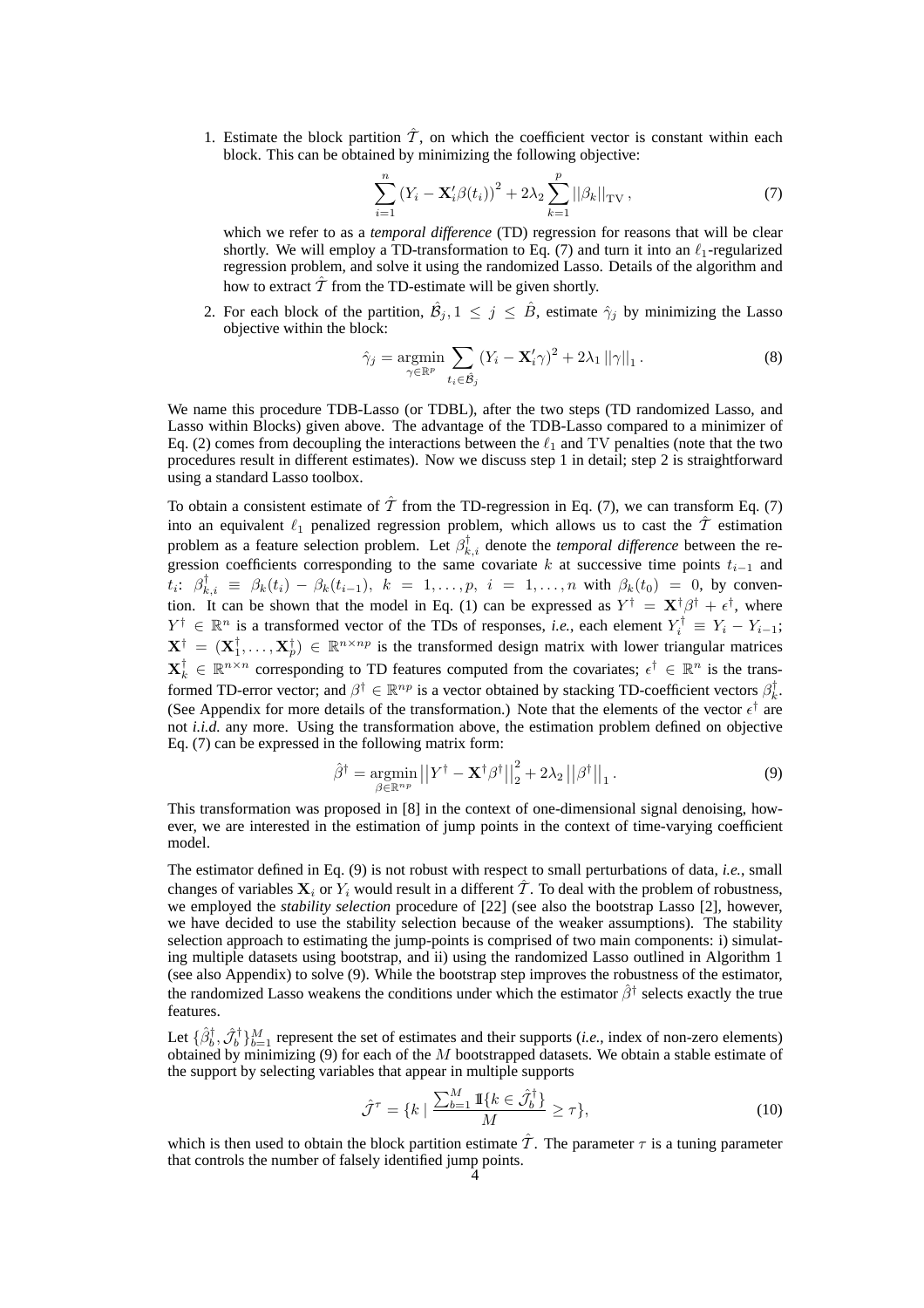1. Estimate the block partition $\hat{\mathcal{T}}$, on which the coefficient vector is constant within each block. This can be obtained by minimizing the following objective:

$$\sum_{i=1}^{n} \left(Y_i - \mathbf{X}_i' \beta(t_i)\right)^2 + 2\lambda_2 \sum_{k=1}^{p} ||\beta_k||_{\mathrm{TV}}, \tag{7}$$

   which we refer to as a *temporal difference* (TD) regression for reasons that will be clear shortly. We will employ a TD-transformation to Eq. (7) and turn it into an $\ell_1$-regularized regression problem, and solve it using the randomized Lasso. Details of the algorithm and how to extract $\hat{\mathcal{T}}$ from the TD-estimate will be given shortly.

2. For each block of the partition, $\hat{\mathcal{B}}_j, 1 \leq j \leq \hat{B}$, estimate $\hat{\gamma}_j$ by minimizing the Lasso objective within the block:

$$\hat{\gamma}_j = \operatorname*{argmin}_{\gamma \in \mathbb{R}^p} \sum_{t_i \in \hat{\mathcal{B}}_j} (Y_i - \mathbf{X}_i' \gamma)^2 + 2\lambda_1 ||\gamma||_1. \tag{8}$$

We name this procedure TDB-Lasso (or TDBL), after the two steps (TD randomized Lasso, and Lasso within Blocks) given above. The advantage of the TDB-Lasso compared to a minimizer of Eq. (2) comes from decoupling the interactions between the $\ell_1$ and TV penalties (note that the two procedures result in different estimates). Now we discuss step 1 in detail; step 2 is straightforward using a standard Lasso toolbox.

To obtain a consistent estimate of $\hat{\mathcal{T}}$ from the TD-regression in Eq. (7), we can transform Eq. (7) into an equivalent $\ell_1$ penalized regression problem, which allows us to cast the $\hat{\mathcal{T}}$ estimation problem as a feature selection problem. Let $\beta^{\dagger}_{k,i}$ denote the *temporal difference* between the regression coefficients corresponding to the same covariate $k$ at successive time points $t_{i-1}$ and $t_i$: $\beta^{\dagger}_{k,i} \equiv \beta_k(t_i) - \beta_k(t_{i-1}),\ k = 1, \ldots, p,\ i = 1, \ldots, n$ with $\beta_k(t_0) = 0$, by convention. It can be shown that the model in Eq. (1) can be expressed as $Y^{\dagger} = \mathbf{X}^{\dagger} \beta^{\dagger} + \epsilon^{\dagger}$, where $Y^{\dagger} \in \mathbb{R}^n$ is a transformed vector of the TDs of responses, *i.e.*, each element $Y^{\dagger}_i \equiv Y_i - Y_{i-1}$; $\mathbf{X}^{\dagger} = (\mathbf{X}^{\dagger}_1, \ldots, \mathbf{X}^{\dagger}_p) \in \mathbb{R}^{n \times np}$ is the transformed design matrix with lower triangular matrices $\mathbf{X}^{\dagger}_k \in \mathbb{R}^{n \times n}$ corresponding to TD features computed from the covariates; $\epsilon^{\dagger} \in \mathbb{R}^n$ is the transformed TD-error vector; and $\beta^{\dagger} \in \mathbb{R}^{np}$ is a vector obtained by stacking TD-coefficient vectors $\beta^{\dagger}_k$. (See Appendix for more details of the transformation.) Note that the elements of the vector $\epsilon^{\dagger}$ are not *i.i.d.* any more. Using the transformation above, the estimation problem defined on objective Eq. (7) can be expressed in the following matrix form:

$$\hat{\beta}^{\dagger} = \operatorname*{argmin}_{\beta \in \mathbb{R}^{np}} \left|\left|Y^{\dagger} - \mathbf{X}^{\dagger} \beta^{\dagger}\right|\right|_2^2 + 2\lambda_2 \left|\left|\beta^{\dagger}\right|\right|_1. \tag{9}$$

This transformation was proposed in [8] in the context of one-dimensional signal denoising, however, we are interested in the estimation of jump points in the context of time-varying coefficient model.

The estimator defined in Eq. (9) is not robust with respect to small perturbations of data, *i.e.*, small changes of variables $\mathbf{X}_i$ or $Y_i$ would result in a different $\hat{\mathcal{T}}$. To deal with the problem of robustness, we employed the *stability selection* procedure of [22] (see also the bootstrap Lasso [2], however, we have decided to use the stability selection because of the weaker assumptions). The stability selection approach to estimating the jump-points is comprised of two main components: i) simulating multiple datasets using bootstrap, and ii) using the randomized Lasso outlined in Algorithm 1 (see also Appendix) to solve (9). While the bootstrap step improves the robustness of the estimator, the randomized Lasso weakens the conditions under which the estimator $\hat{\beta}^{\dagger}$ selects exactly the true features.

Let $\{\hat{\beta}^{\dagger}_b, \hat{\mathcal{J}}^{\dagger}_b\}_{b=1}^{M}$ represent the set of estimates and their supports (*i.e.*, index of non-zero elements) obtained by minimizing (9) for each of the $M$ bootstrapped datasets. We obtain a stable estimate of the support by selecting variables that appear in multiple supports

$$\hat{\mathcal{J}}^{\tau} = \{k \mid \frac{\sum_{b=1}^{M} \mathbb{I}\{k \in \hat{\mathcal{J}}^{\dagger}_b\}}{M} \geq \tau\}, \tag{10}$$

which is then used to obtain the block partition estimate $\hat{\mathcal{T}}$. The parameter $\tau$ is a tuning parameter that controls the number of falsely identified jump points.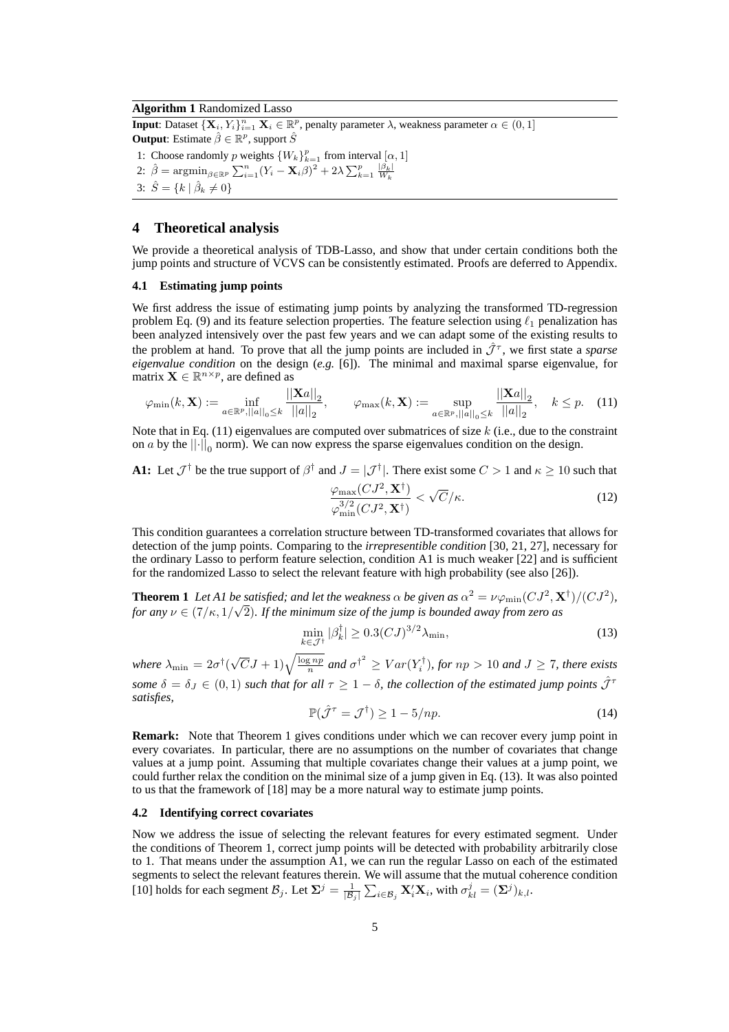**Algorithm 1** Randomized Lasso

---

**Input**: Dataset $\{\mathbf{X}_i, Y_i\}_{i=1}^n$ $\mathbf{X}_i \in \mathbb{R}^p$, penalty parameter $\lambda$, weakness parameter $\alpha \in (0, 1]$
**Output**: Estimate $\hat{\beta} \in \mathbb{R}^p$, support $\hat{S}$

1: Choose randomly $p$ weights $\{W_k\}_{k=1}^p$ from interval $[\alpha, 1]$
2: $\hat{\beta} = \text{argmin}_{\beta \in \mathbb{R}^p} \sum_{i=1}^n (Y_i - \mathbf{X}_i\beta)^2 + 2\lambda \sum_{k=1}^p \frac{|\beta_k|}{W_k}$
3: $\hat{S} = \{k \mid \hat{\beta}_k \neq 0\}$

---

## 4 Theoretical analysis

We provide a theoretical analysis of TDB-Lasso, and show that under certain conditions both the jump points and structure of VCVS can be consistently estimated. Proofs are deferred to Appendix.

### 4.1 Estimating jump points

We first address the issue of estimating jump points by analyzing the transformed TD-regression problem Eq. (9) and its feature selection properties. The feature selection using $\ell_1$ penalization has been analyzed intensively over the past few years and we can adapt some of the existing results to the problem at hand. To prove that all the jump points are included in $\hat{\mathcal{J}}^\tau$, we first state a *sparse eigenvalue condition* on the design (*e.g.* [6]). The minimal and maximal sparse eigenvalue, for matrix $\mathbf{X} \in \mathbb{R}^{n \times p}$, are defined as

$$\varphi_{\min}(k, \mathbf{X}) := \inf_{a \in \mathbb{R}^p, ||a||_0 \leq k} \frac{||\mathbf{X}a||_2}{||a||_2}, \qquad \varphi_{\max}(k, \mathbf{X}) := \sup_{a \in \mathbb{R}^p, ||a||_0 \leq k} \frac{||\mathbf{X}a||_2}{||a||_2}, \quad k \leq p. \quad (11)$$

Note that in Eq. (11) eigenvalues are computed over submatrices of size $k$ (i.e., due to the constraint on $a$ by the $||\cdot||_0$ norm). We can now express the sparse eigenvalues condition on the design.

**A1:** Let $\mathcal{J}^\dagger$ be the true support of $\beta^\dagger$ and $J = |\mathcal{J}^\dagger|$. There exist some $C > 1$ and $\kappa \geq 10$ such that

$$\frac{\varphi_{\max}(CJ^2, \mathbf{X}^\dagger)}{\varphi_{\min}^{3/2}(CJ^2, \mathbf{X}^\dagger)} < \sqrt{C}/\kappa. \quad (12)$$

This condition guarantees a correlation structure between TD-transformed covariates that allows for detection of the jump points. Comparing to the *irrepresentible condition* [30, 21, 27], necessary for the ordinary Lasso to perform feature selection, condition A1 is much weaker [22] and is sufficient for the randomized Lasso to select the relevant feature with high probability (see also [26]).

**Theorem 1** *Let A1 be satisfied; and let the weakness $\alpha$ be given as $\alpha^2 = \nu\varphi_{\min}(CJ^2, \mathbf{X}^\dagger)/(CJ^2)$, for any $\nu \in (7/\kappa, 1/\sqrt{2})$. If the minimum size of the jump is bounded away from zero as*

$$\min_{k \in \mathcal{J}^\dagger} |\beta_k^\dagger| \geq 0.3(CJ)^{3/2}\lambda_{\min}, \quad (13)$$

*where $\lambda_{\min} = 2\sigma^\dagger(\sqrt{C}J + 1)\sqrt{\frac{\log np}{n}}$ and ${\sigma^\dagger}^2 \geq Var(Y_i^\dagger)$, for $np > 10$ and $J \geq 7$, there exists some $\delta = \delta_J \in (0, 1)$ such that for all $\tau \geq 1 - \delta$, the collection of the estimated jump points $\hat{\mathcal{J}}^\tau$ satisfies,*

$$\mathbb{P}(\hat{\mathcal{J}}^\tau = \mathcal{J}^\dagger) \geq 1 - 5/np. \quad (14)$$

**Remark:** Note that Theorem 1 gives conditions under which we can recover every jump point in every covariates. In particular, there are no assumptions on the number of covariates that change values at a jump point. Assuming that multiple covariates change their values at a jump point, we could further relax the condition on the minimal size of a jump given in Eq. (13). It was also pointed to us that the framework of [18] may be a more natural way to estimate jump points.

### 4.2 Identifying correct covariates

Now we address the issue of selecting the relevant features for every estimated segment. Under the conditions of Theorem 1, correct jump points will be detected with probability arbitrarily close to 1. That means under the assumption A1, we can run the regular Lasso on each of the estimated segments to select the relevant features therein. We will assume that the mutual coherence condition [10] holds for each segment $\mathcal{B}_j$. Let $\mathbf{\Sigma}^j = \frac{1}{|\mathcal{B}_j|} \sum_{i \in \mathcal{B}_j} \mathbf{X}_i'\mathbf{X}_i$, with $\sigma_{kl}^j = (\mathbf{\Sigma}^j)_{k,l}$.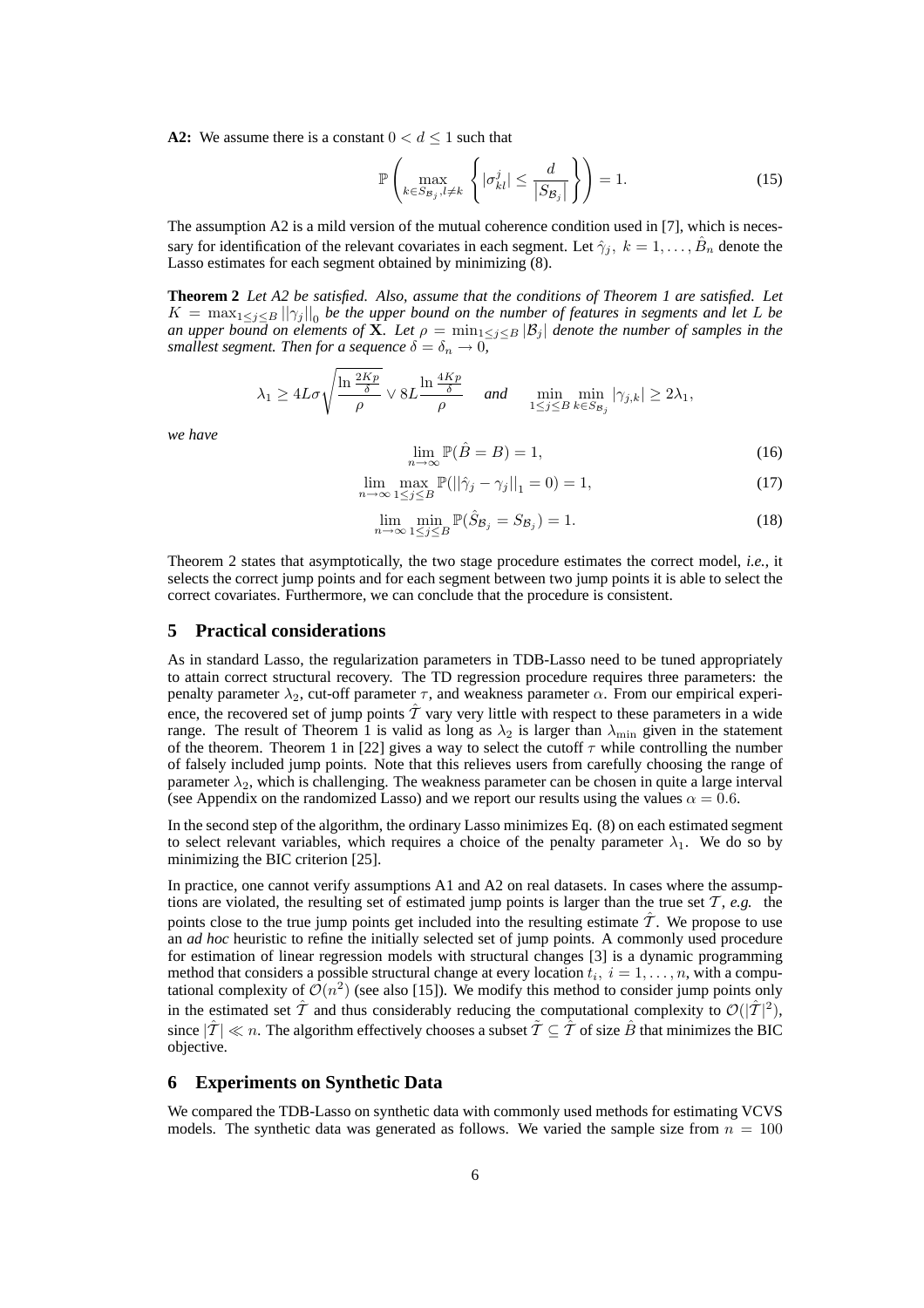**A2:** We assume there is a constant $0 < d \leq 1$ such that

$$\mathbb{P}\left(\max_{k \in S_{\mathcal{B}_j}, l \neq k} \left\{ |\sigma_{kl}^j| \leq \frac{d}{|S_{\mathcal{B}_j}|} \right\}\right) = 1. \tag{15}$$

The assumption A2 is a mild version of the mutual coherence condition used in [7], which is necessary for identification of the relevant covariates in each segment. Let $\hat{\gamma}_j,\ k = 1, \ldots, \hat{B}_n$ denote the Lasso estimates for each segment obtained by minimizing (8).

**Theorem 2** *Let A2 be satisfied. Also, assume that the conditions of Theorem 1 are satisfied. Let $K = \max_{1 \leq j \leq B} ||\gamma_j||_0$ be the upper bound on the number of features in segments and let $L$ be an upper bound on elements of $\mathbf{X}$. Let $\rho = \min_{1 \leq j \leq B} |\mathcal{B}_j|$ denote the number of samples in the smallest segment. Then for a sequence $\delta = \delta_n \to 0$,*

$$\lambda_1 \geq 4L\sigma\sqrt{\frac{\ln \frac{2Kp}{\delta}}{\rho}} \vee 8L\frac{\ln \frac{4Kp}{\delta}}{\rho} \quad \textit{and} \quad \min_{1 \leq j \leq B} \min_{k \in S_{\mathcal{B}_j}} |\gamma_{j,k}| \geq 2\lambda_1,$$

*we have*

$$\lim_{n \to \infty} \mathbb{P}(\hat{B} = B) = 1, \tag{16}$$

$$\lim_{n \to \infty} \max_{1 \leq j \leq B} \mathbb{P}(||\hat{\gamma}_j - \gamma_j||_1 = 0) = 1, \tag{17}$$

$$\lim_{n \to \infty} \min_{1 \leq j \leq B} \mathbb{P}(\hat{S}_{\mathcal{B}_j} = S_{\mathcal{B}_j}) = 1. \tag{18}$$

Theorem 2 states that asymptotically, the two stage procedure estimates the correct model, *i.e.*, it selects the correct jump points and for each segment between two jump points it is able to select the correct covariates. Furthermore, we can conclude that the procedure is consistent.

## 5 Practical considerations

As in standard Lasso, the regularization parameters in TDB-Lasso need to be tuned appropriately to attain correct structural recovery. The TD regression procedure requires three parameters: the penalty parameter $\lambda_2$, cut-off parameter $\tau$, and weakness parameter $\alpha$. From our empirical experience, the recovered set of jump points $\hat{\mathcal{T}}$ vary very little with respect to these parameters in a wide range. The result of Theorem 1 is valid as long as $\lambda_2$ is larger than $\lambda_{\min}$ given in the statement of the theorem. Theorem 1 in [22] gives a way to select the cutoff $\tau$ while controlling the number of falsely included jump points. Note that this relieves users from carefully choosing the range of parameter $\lambda_2$, which is challenging. The weakness parameter can be chosen in quite a large interval (see Appendix on the randomized Lasso) and we report our results using the values $\alpha = 0.6$.

In the second step of the algorithm, the ordinary Lasso minimizes Eq. (8) on each estimated segment to select relevant variables, which requires a choice of the penalty parameter $\lambda_1$. We do so by minimizing the BIC criterion [25].

In practice, one cannot verify assumptions A1 and A2 on real datasets. In cases where the assumptions are violated, the resulting set of estimated jump points is larger than the true set $\mathcal{T}$, *e.g.* the points close to the true jump points get included into the resulting estimate $\hat{\mathcal{T}}$. We propose to use an *ad hoc* heuristic to refine the initially selected set of jump points. A commonly used procedure for estimation of linear regression models with structural changes [3] is a dynamic programming method that considers a possible structural change at every location $t_i,\ i = 1, \ldots, n$, with a computational complexity of $\mathcal{O}(n^2)$ (see also [15]). We modify this method to consider jump points only in the estimated set $\hat{\mathcal{T}}$ and thus considerably reducing the computational complexity to $\mathcal{O}(|\hat{\mathcal{T}}|^2)$, since $|\hat{\mathcal{T}}| \ll n$. The algorithm effectively chooses a subset $\tilde{\mathcal{T}} \subseteq \hat{\mathcal{T}}$ of size $\hat{B}$ that minimizes the BIC objective.

## 6 Experiments on Synthetic Data

We compared the TDB-Lasso on synthetic data with commonly used methods for estimating VCVS models. The synthetic data was generated as follows. We varied the sample size from $n = 100$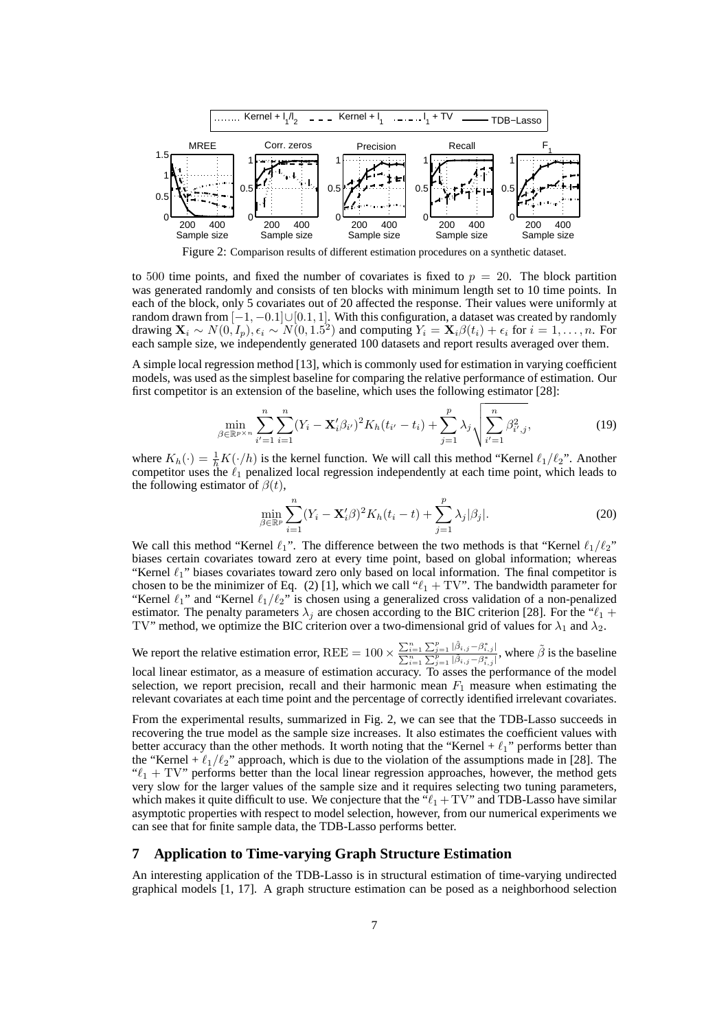Figure 2: Comparison results of different estimation procedures on a synthetic dataset.

to 500 time points, and fixed the number of covariates is fixed to $p = 20$. The block partition was generated randomly and consists of ten blocks with minimum length set to 10 time points. In each of the block, only 5 covariates out of 20 affected the response. Their values were uniformly at random drawn from $[-1, -0.1] \cup [0.1, 1]$. With this configuration, a dataset was created by randomly drawing $\mathbf{X}_i \sim N(0, I_p), \epsilon_i \sim N(0, 1.5^2)$ and computing $Y_i = \mathbf{X}_i \beta(t_i) + \epsilon_i$ for $i = 1, \ldots, n$. For each sample size, we independently generated 100 datasets and report results averaged over them.

A simple local regression method [13], which is commonly used for estimation in varying coefficient models, was used as the simplest baseline for comparing the relative performance of estimation. Our first competitor is an extension of the baseline, which uses the following estimator [28]:

$$\min_{\beta \in \mathbb{R}^{p \times n}} \sum_{i'=1}^{n} \sum_{i=1}^{n} (Y_i - \mathbf{X}_i' \beta_{i'})^2 K_h(t_{i'} - t_i) + \sum_{j=1}^{p} \lambda_j \sqrt{\sum_{i'=1}^{n} \beta_{i',j}^2}, \tag{19}$$

where $K_h(\cdot) = \frac{1}{h} K(\cdot/h)$ is the kernel function. We will call this method "Kernel $\ell_1/\ell_2$". Another competitor uses the $\ell_1$ penalized local regression independently at each time point, which leads to the following estimator of $\beta(t)$,

$$\min_{\beta \in \mathbb{R}^{p}} \sum_{i=1}^{n} (Y_i - \mathbf{X}_i' \beta)^2 K_h(t_i - t) + \sum_{j=1}^{p} \lambda_j |\beta_j|. \tag{20}$$

We call this method "Kernel $\ell_1$". The difference between the two methods is that "Kernel $\ell_1/\ell_2$" biases certain covariates toward zero at every time point, based on global information; whereas "Kernel $\ell_1$" biases covariates toward zero only based on local information. The final competitor is chosen to be the minimizer of Eq. (2) [1], which we call "$\ell_1 + \mathrm{TV}$". The bandwidth parameter for "Kernel $\ell_1$" and "Kernel $\ell_1/\ell_2$" is chosen using a generalized cross validation of a non-penalized estimator. The penalty parameters $\lambda_j$ are chosen according to the BIC criterion [28]. For the "$\ell_1 + \mathrm{TV}$" method, we optimize the BIC criterion over a two-dimensional grid of values for $\lambda_1$ and $\lambda_2$.

We report the relative estimation error, $\mathrm{REE} = 100 \times \frac{\sum_{i=1}^{n} \sum_{j=1}^{p} |\hat{\beta}_{i,j} - \beta^*_{i,j}|}{\sum_{i=1}^{n} \sum_{j=1}^{p} |\tilde{\beta}_{i,j} - \beta^*_{i,j}|}$, where $\tilde{\beta}$ is the baseline local linear estimator, as a measure of estimation accuracy. To asses the performance of the model selection, we report precision, recall and their harmonic mean $F_1$ measure when estimating the relevant covariates at each time point and the percentage of correctly identified irrelevant covariates.

From the experimental results, summarized in Fig. 2, we can see that the TDB-Lasso succeeds in recovering the true model as the sample size increases. It also estimates the coefficient values with better accuracy than the other methods. It worth noting that the "Kernel + $\ell_1$" performs better than the "Kernel + $\ell_1/\ell_2$" approach, which is due to the violation of the assumptions made in [28]. The "$\ell_1 + \mathrm{TV}$" performs better than the local linear regression approaches, however, the method gets very slow for the larger values of the sample size and it requires selecting two tuning parameters, which makes it quite difficult to use. We conjecture that the "$\ell_1 + \mathrm{TV}$" and TDB-Lasso have similar asymptotic properties with respect to model selection, however, from our numerical experiments we can see that for finite sample data, the TDB-Lasso performs better.

## 7 Application to Time-varying Graph Structure Estimation

An interesting application of the TDB-Lasso is in structural estimation of time-varying undirected graphical models [1, 17]. A graph structure estimation can be posed as a neighborhood selection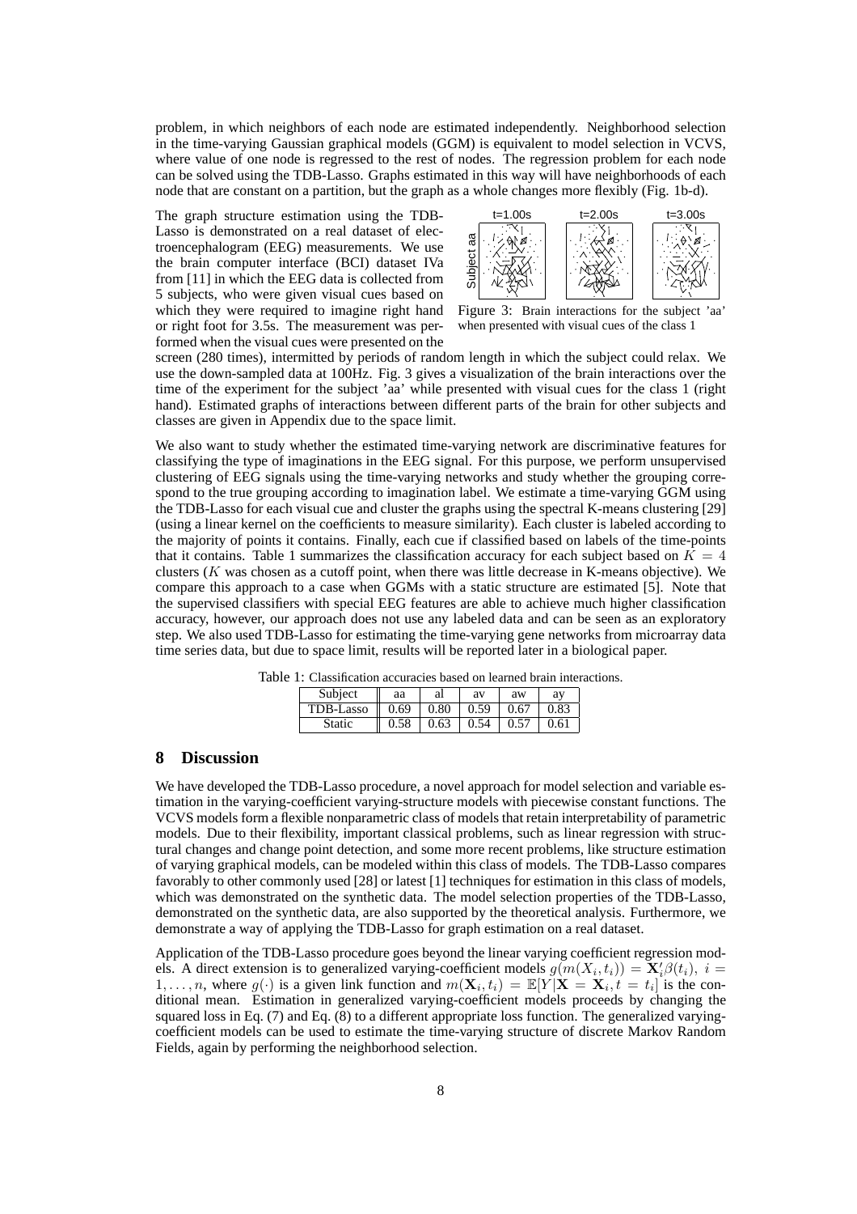problem, in which neighbors of each node are estimated independently. Neighborhood selection in the time-varying Gaussian graphical models (GGM) is equivalent to model selection in VCVS, where value of one node is regressed to the rest of nodes. The regression problem for each node can be solved using the TDB-Lasso. Graphs estimated in this way will have neighborhoods of each node that are constant on a partition, but the graph as a whole changes more flexibly (Fig. 1b-d).

The graph structure estimation using the TDB-Lasso is demonstrated on a real dataset of electroencephalogram (EEG) measurements. We use the brain computer interface (BCI) dataset IVa from [11] in which the EEG data is collected from 5 subjects, who were given visual cues based on which they were required to imagine right hand or right foot for 3.5s. The measurement was performed when the visual cues were presented on the screen (280 times), intermitted by periods of random length in which the subject could relax. We use the down-sampled data at 100Hz. Fig. 3 gives a visualization of the brain interactions over the time of the experiment for the subject 'aa' while presented with visual cues for the class 1 (right hand). Estimated graphs of interactions between different parts of the brain for other subjects and classes are given in Appendix due to the space limit.

Figure 3: Brain interactions for the subject 'aa' when presented with visual cues of the class 1

We also want to study whether the estimated time-varying network are discriminative features for classifying the type of imaginations in the EEG signal. For this purpose, we perform unsupervised clustering of EEG signals using the time-varying networks and study whether the grouping correspond to the true grouping according to imagination label. We estimate a time-varying GGM using the TDB-Lasso for each visual cue and cluster the graphs using the spectral K-means clustering [29] (using a linear kernel on the coefficients to measure similarity). Each cluster is labeled according to the majority of points it contains. Finally, each cue if classified based on labels of the time-points that it contains. Table 1 summarizes the classification accuracy for each subject based on $K = 4$ clusters ($K$ was chosen as a cutoff point, when there was little decrease in K-means objective). We compare this approach to a case when GGMs with a static structure are estimated [5]. Note that the supervised classifiers with special EEG features are able to achieve much higher classification accuracy, however, our approach does not use any labeled data and can be seen as an exploratory step. We also used TDB-Lasso for estimating the time-varying gene networks from microarray data time series data, but due to space limit, results will be reported later in a biological paper.

Table 1: Classification accuracies based on learned brain interactions.

| Subject | aa | al | av | aw | ay |
|---|---|---|---|---|---|
| TDB-Lasso | 0.69 | 0.80 | 0.59 | 0.67 | 0.83 |
| Static | 0.58 | 0.63 | 0.54 | 0.57 | 0.61 |

## 8 Discussion

We have developed the TDB-Lasso procedure, a novel approach for model selection and variable estimation in the varying-coefficient varying-structure models with piecewise constant functions. The VCVS models form a flexible nonparametric class of models that retain interpretability of parametric models. Due to their flexibility, important classical problems, such as linear regression with structural changes and change point detection, and some more recent problems, like structure estimation of varying graphical models, can be modeled within this class of models. The TDB-Lasso compares favorably to other commonly used [28] or latest [1] techniques for estimation in this class of models, which was demonstrated on the synthetic data. The model selection properties of the TDB-Lasso, demonstrated on the synthetic data, are also supported by the theoretical analysis. Furthermore, we demonstrate a way of applying the TDB-Lasso for graph estimation on a real dataset.

Application of the TDB-Lasso procedure goes beyond the linear varying coefficient regression models. A direct extension is to generalized varying-coefficient models $g(m(X_i, t_i)) = \mathbf{X}_i'\beta(t_i),\ i = 1, \ldots, n$, where $g(\cdot)$ is a given link function and $m(\mathbf{X}_i, t_i) = \mathbb{E}[Y|\mathbf{X} = \mathbf{X}_i, t = t_i]$ is the conditional mean. Estimation in generalized varying-coefficient models proceeds by changing the squared loss in Eq. (7) and Eq. (8) to a different appropriate loss function. The generalized varying-coefficient models can be used to estimate the time-varying structure of discrete Markov Random Fields, again by performing the neighborhood selection.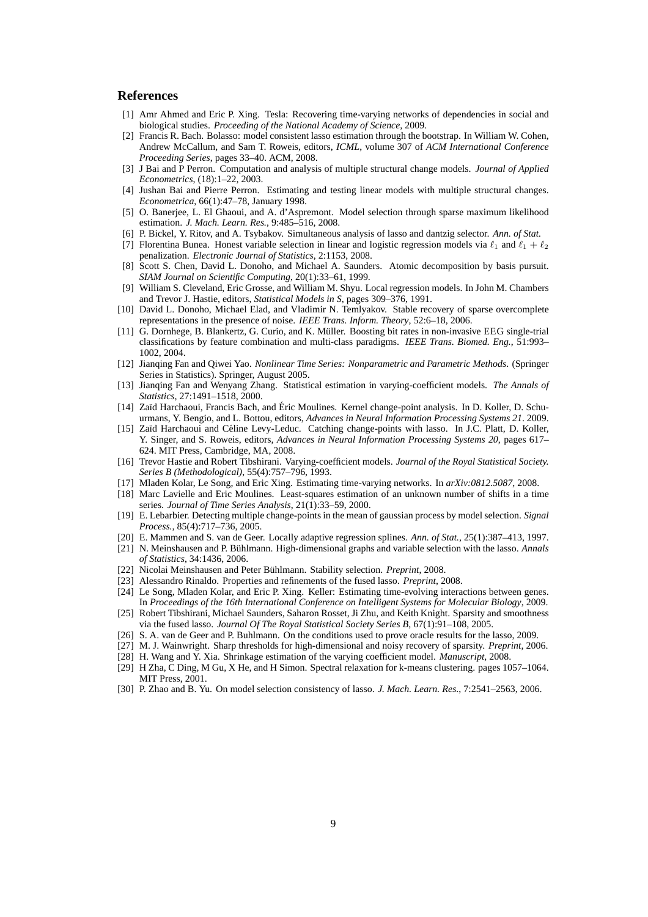## References

[1] Amr Ahmed and Eric P. Xing. Tesla: Recovering time-varying networks of dependencies in social and biological studies. *Proceeding of the National Academy of Science*, 2009.

[2] Francis R. Bach. Bolasso: model consistent lasso estimation through the bootstrap. In William W. Cohen, Andrew McCallum, and Sam T. Roweis, editors, *ICML*, volume 307 of *ACM International Conference Proceeding Series*, pages 33–40. ACM, 2008.

[3] J Bai and P Perron. Computation and analysis of multiple structural change models. *Journal of Applied Econometrics*, (18):1–22, 2003.

[4] Jushan Bai and Pierre Perron. Estimating and testing linear models with multiple structural changes. *Econometrica*, 66(1):47–78, January 1998.

[5] O. Banerjee, L. El Ghaoui, and A. d'Aspremont. Model selection through sparse maximum likelihood estimation. *J. Mach. Learn. Res.*, 9:485–516, 2008.

[6] P. Bickel, Y. Ritov, and A. Tsybakov. Simultaneous analysis of lasso and dantzig selector. *Ann. of Stat.*

[7] Florentina Bunea. Honest variable selection in linear and logistic regression models via $\ell_1$ and $\ell_1 + \ell_2$ penalization. *Electronic Journal of Statistics*, 2:1153, 2008.

[8] Scott S. Chen, David L. Donoho, and Michael A. Saunders. Atomic decomposition by basis pursuit. *SIAM Journal on Scientific Computing*, 20(1):33–61, 1999.

[9] William S. Cleveland, Eric Grosse, and William M. Shyu. Local regression models. In John M. Chambers and Trevor J. Hastie, editors, *Statistical Models in S*, pages 309–376, 1991.

[10] David L. Donoho, Michael Elad, and Vladimir N. Temlyakov. Stable recovery of sparse overcomplete representations in the presence of noise. *IEEE Trans. Inform. Theory*, 52:6–18, 2006.

[11] G. Dornhege, B. Blankertz, G. Curio, and K. Müller. Boosting bit rates in non-invasive EEG single-trial classifications by feature combination and multi-class paradigms. *IEEE Trans. Biomed. Eng.*, 51:993–1002, 2004.

[12] Jianqing Fan and Qiwei Yao. *Nonlinear Time Series: Nonparametric and Parametric Methods*. (Springer Series in Statistics). Springer, August 2005.

[13] Jianqing Fan and Wenyang Zhang. Statistical estimation in varying-coefficient models. *The Annals of Statistics*, 27:1491–1518, 2000.

[14] Zaïd Harchaoui, Francis Bach, and Éric Moulines. Kernel change-point analysis. In D. Koller, D. Schuurmans, Y. Bengio, and L. Bottou, editors, *Advances in Neural Information Processing Systems 21*. 2009.

[15] Zaïd Harchaoui and Céline Levy-Leduc. Catching change-points with lasso. In J.C. Platt, D. Koller, Y. Singer, and S. Roweis, editors, *Advances in Neural Information Processing Systems 20*, pages 617–624. MIT Press, Cambridge, MA, 2008.

[16] Trevor Hastie and Robert Tibshirani. Varying-coefficient models. *Journal of the Royal Statistical Society. Series B (Methodological)*, 55(4):757–796, 1993.

[17] Mladen Kolar, Le Song, and Eric Xing. Estimating time-varying networks. In *arXiv:0812.5087*, 2008.

[18] Marc Lavielle and Eric Moulines. Least-squares estimation of an unknown number of shifts in a time series. *Journal of Time Series Analysis*, 21(1):33–59, 2000.

[19] E. Lebarbier. Detecting multiple change-points in the mean of gaussian process by model selection. *Signal Process.*, 85(4):717–736, 2005.

[20] E. Mammen and S. van de Geer. Locally adaptive regression splines. *Ann. of Stat.*, 25(1):387–413, 1997.

[21] N. Meinshausen and P. Bühlmann. High-dimensional graphs and variable selection with the lasso. *Annals of Statistics*, 34:1436, 2006.

[22] Nicolai Meinshausen and Peter Bühlmann. Stability selection. *Preprint*, 2008.

[23] Alessandro Rinaldo. Properties and refinements of the fused lasso. *Preprint*, 2008.

[24] Le Song, Mladen Kolar, and Eric P. Xing. Keller: Estimating time-evolving interactions between genes. In *Proceedings of the 16th International Conference on Intelligent Systems for Molecular Biology*, 2009.

[25] Robert Tibshirani, Michael Saunders, Saharon Rosset, Ji Zhu, and Keith Knight. Sparsity and smoothness via the fused lasso. *Journal Of The Royal Statistical Society Series B*, 67(1):91–108, 2005.

[26] S. A. van de Geer and P. Buhlmann. On the conditions used to prove oracle results for the lasso, 2009.

[27] M. J. Wainwright. Sharp thresholds for high-dimensional and noisy recovery of sparsity. *Preprint*, 2006.

[28] H. Wang and Y. Xia. Shrinkage estimation of the varying coefficient model. *Manuscript*, 2008.

[29] H Zha, C Ding, M Gu, X He, and H Simon. Spectral relaxation for k-means clustering. pages 1057–1064. MIT Press, 2001.

[30] P. Zhao and B. Yu. On model selection consistency of lasso. *J. Mach. Learn. Res.*, 7:2541–2563, 2006.